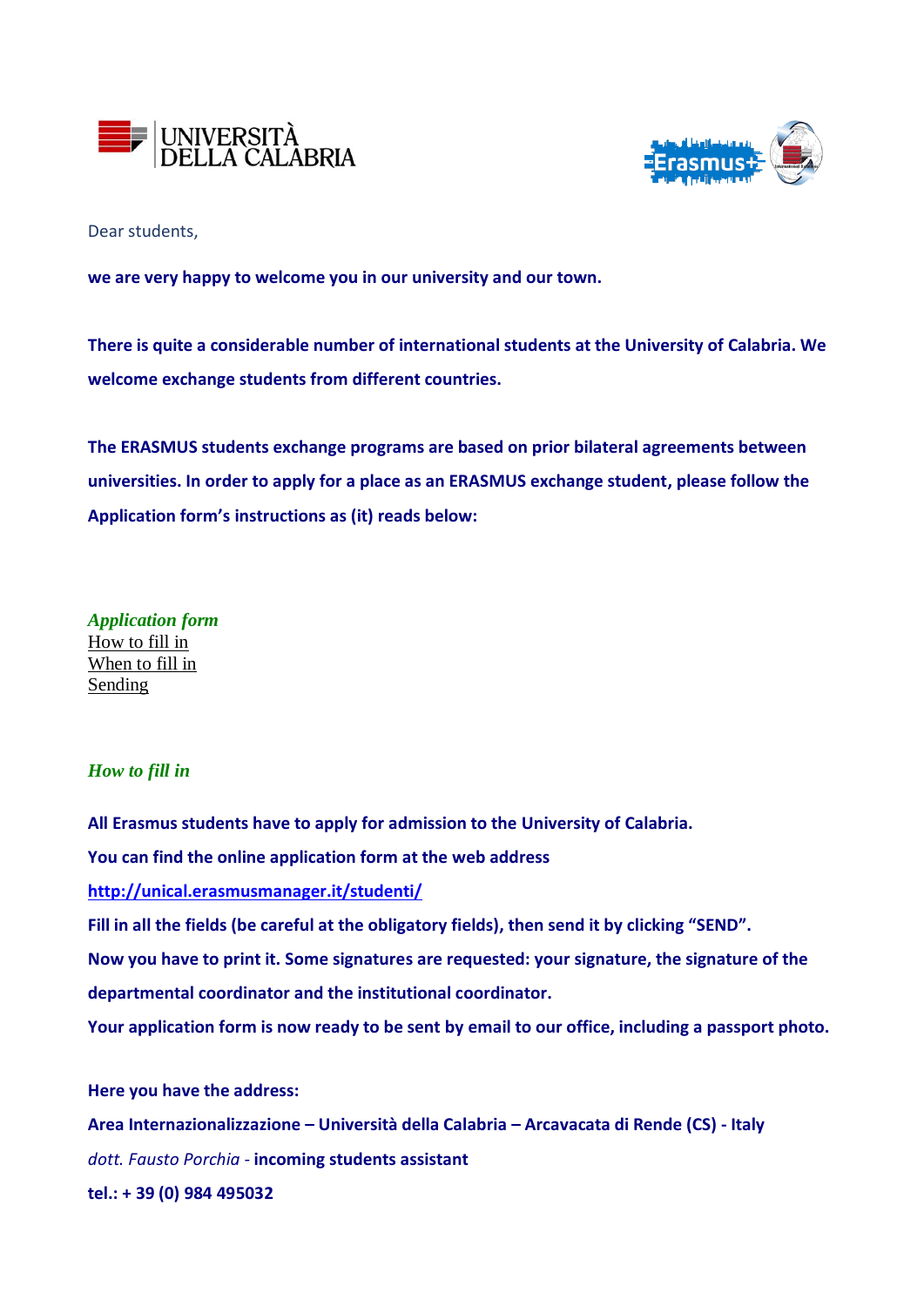Dear students,

**we are very happy to welcome you in our university and our town.**

**There is quite a considerable number of international students at the University of Calabria. We welcome exchange students from different countries.**

**The ERASMUS students exchange programs are based on prior bilateral agreements between universities. In order to apply for a place as an ERASMUS exchange student, please follow the Application form's instructions as (it) reads below:**

## *Application form*

How to fill in
When to fill in
Sending

## *How to fill in*

**All Erasmus students have to apply for admission to the University of Calabria.**
**You can find the online application form at the web address**
**http://unical.erasmusmanager.it/studenti/**
**Fill in all the fields (be careful at the obligatory fields), then send it by clicking "SEND".**
**Now you have to print it. Some signatures are requested: your signature, the signature of the departmental coordinator and the institutional coordinator.**
**Your application form is now ready to be sent by email to our office, including a passport photo.**

**Here you have the address:**
**Area Internazionalizzazione – Università della Calabria – Arcavacata di Rende (CS) - Italy**
*dott. Fausto Porchia -* **incoming students assistant**
**tel.: + 39 (0) 984 495032**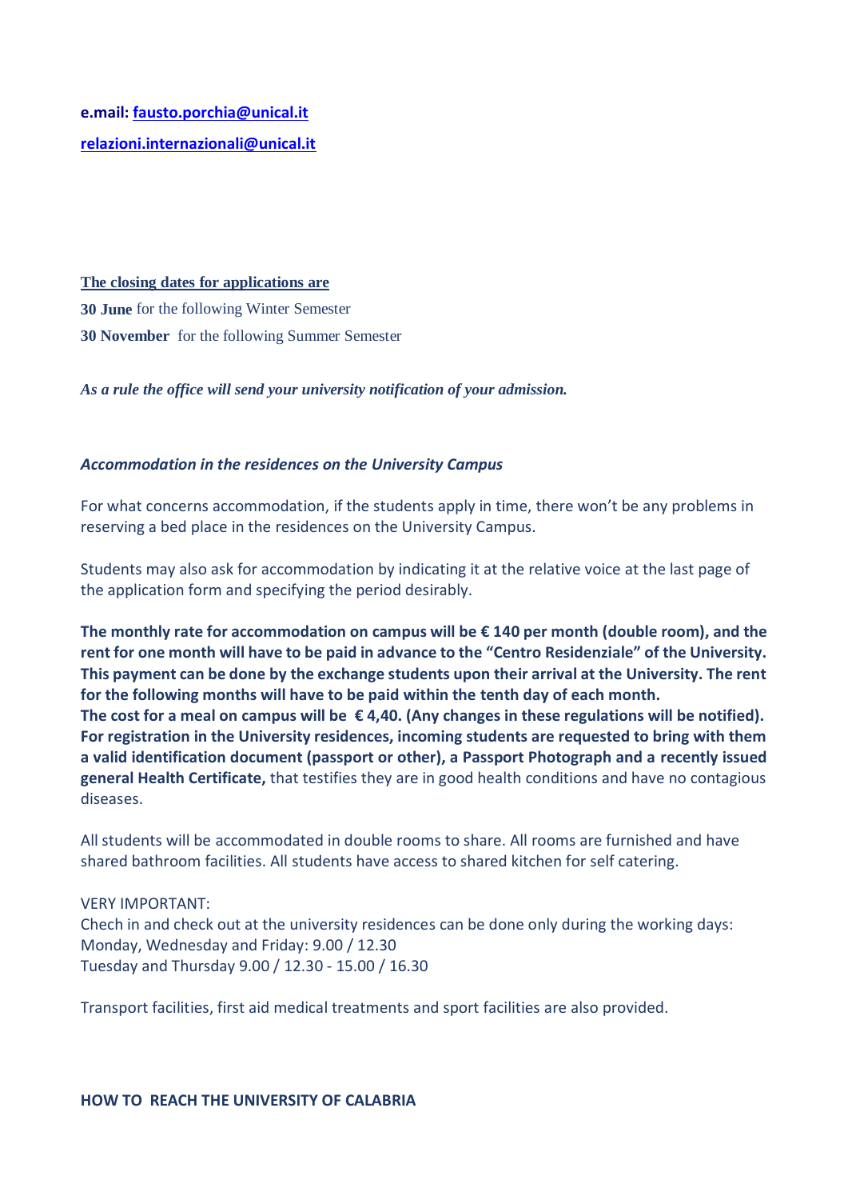**e.mail: fausto.porchia@unical.it**

**relazioni.internazionali@unical.it**

**The closing dates for applications are**

**30 June** for the following Winter Semester

**30 November** for the following Summer Semester

***As a rule the office will send your university notification of your admission.***

***Accommodation in the residences on the University Campus***

For what concerns accommodation, if the students apply in time, there won't be any problems in reserving a bed place in the residences on the University Campus.

Students may also ask for accommodation by indicating it at the relative voice at the last page of the application form and specifying the period desirably.

**The monthly rate for accommodation on campus will be € 140 per month (double room), and the rent for one month will have to be paid in advance to the "Centro Residenziale" of the University. This payment can be done by the exchange students upon their arrival at the University. The rent for the following months will have to be paid within the tenth day of each month.**
**The cost for a meal on campus will be € 4,40. (Any changes in these regulations will be notified). For registration in the University residences, incoming students are requested to bring with them a valid identification document (passport or other), a Passport Photograph and a recently issued general Health Certificate,** that testifies they are in good health conditions and have no contagious diseases.

All students will be accommodated in double rooms to share. All rooms are furnished and have shared bathroom facilities. All students have access to shared kitchen for self catering.

VERY IMPORTANT:
Chech in and check out at the university residences can be done only during the working days:
Monday, Wednesday and Friday: 9.00 / 12.30
Tuesday and Thursday 9.00 / 12.30 - 15.00 / 16.30

Transport facilities, first aid medical treatments and sport facilities are also provided.

**HOW TO REACH THE UNIVERSITY OF CALABRIA**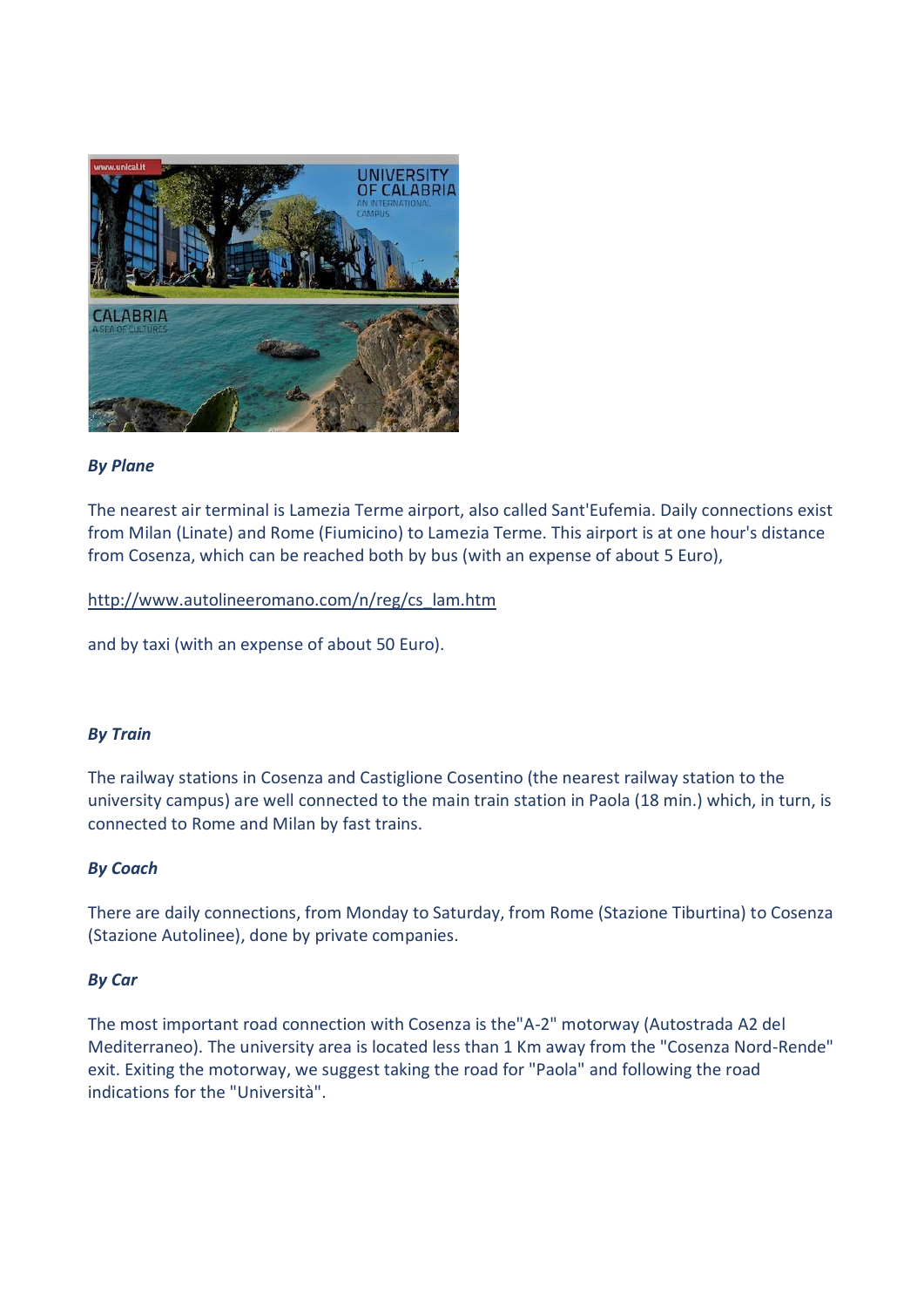***By Plane***

The nearest air terminal is Lamezia Terme airport, also called Sant'Eufemia. Daily connections exist from Milan (Linate) and Rome (Fiumicino) to Lamezia Terme. This airport is at one hour's distance from Cosenza, which can be reached both by bus (with an expense of about 5 Euro),

http://www.autolineeromano.com/n/reg/cs_lam.htm

and by taxi (with an expense of about 50 Euro).

***By Train***

The railway stations in Cosenza and Castiglione Cosentino (the nearest railway station to the university campus) are well connected to the main train station in Paola (18 min.) which, in turn, is connected to Rome and Milan by fast trains.

***By Coach***

There are daily connections, from Monday to Saturday, from Rome (Stazione Tiburtina) to Cosenza (Stazione Autolinee), done by private companies.

***By Car***

The most important road connection with Cosenza is the"A-2" motorway (Autostrada A2 del Mediterraneo). The university area is located less than 1 Km away from the "Cosenza Nord-Rende" exit. Exiting the motorway, we suggest taking the road for "Paola" and following the road indications for the "Università".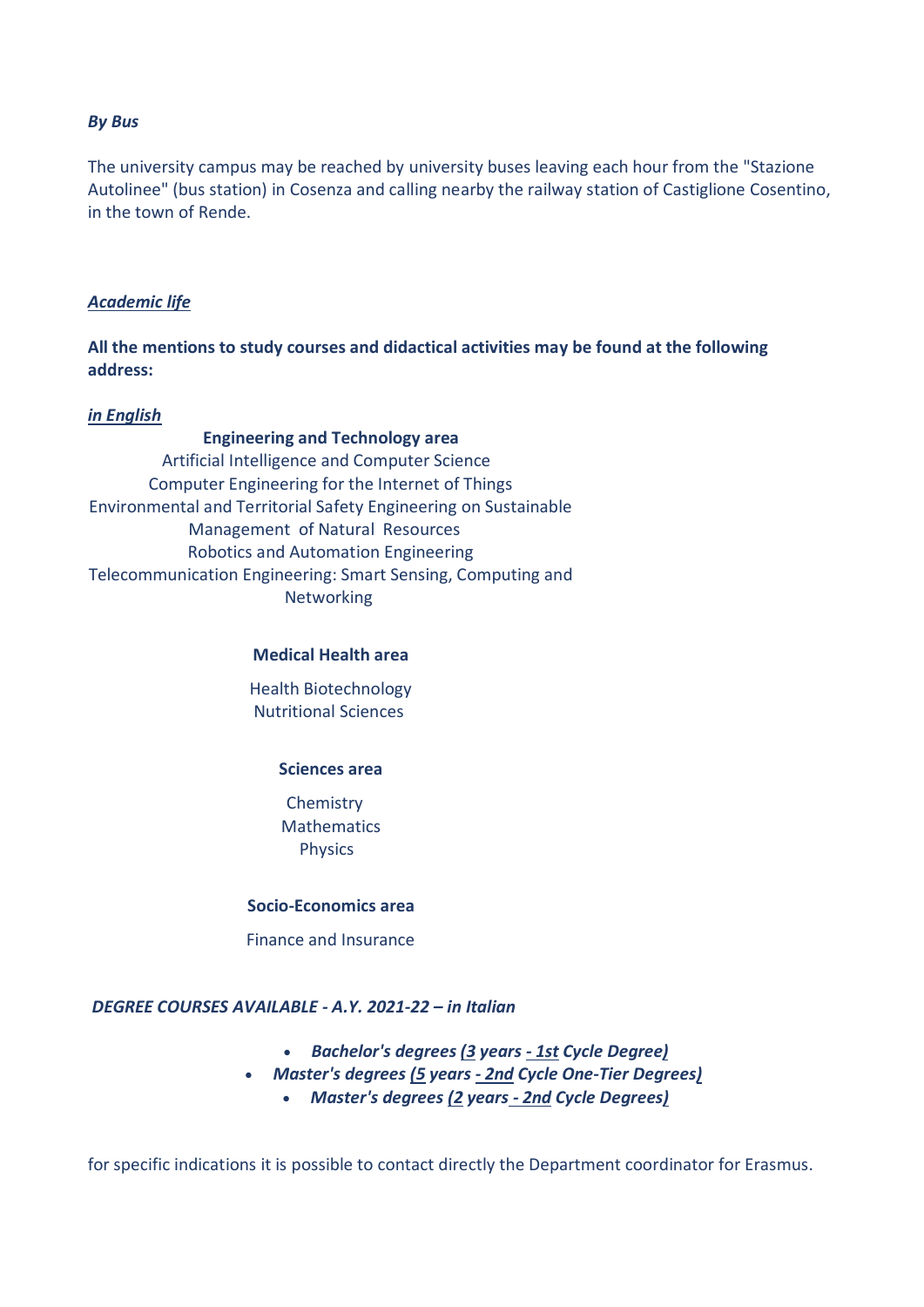***By Bus***

The university campus may be reached by university buses leaving each hour from the "Stazione Autolinee" (bus station) in Cosenza and calling nearby the railway station of Castiglione Cosentino, in the town of Rende.

## ***Academic life***

**All the mentions to study courses and didactical activities may be found at the following address:**

***in English***

**Engineering and Technology area**

Artificial Intelligence and Computer Science
Computer Engineering for the Internet of Things
Environmental and Territorial Safety Engineering on Sustainable Management of Natural Resources
Robotics and Automation Engineering
Telecommunication Engineering: Smart Sensing, Computing and Networking

**Medical Health area**

Health Biotechnology
Nutritional Sciences

**Sciences area**

Chemistry
Mathematics
Physics

**Socio-Economics area**

Finance and Insurance

***DEGREE COURSES AVAILABLE - A.Y. 2021-22 – in Italian***

- ***Bachelor's degrees (3 years - 1st Cycle Degree)***
- ***Master's degrees (5 years - 2nd Cycle One-Tier Degrees)***
- ***Master's degrees (2 years - 2nd Cycle Degrees)***

for specific indications it is possible to contact directly the Department coordinator for Erasmus.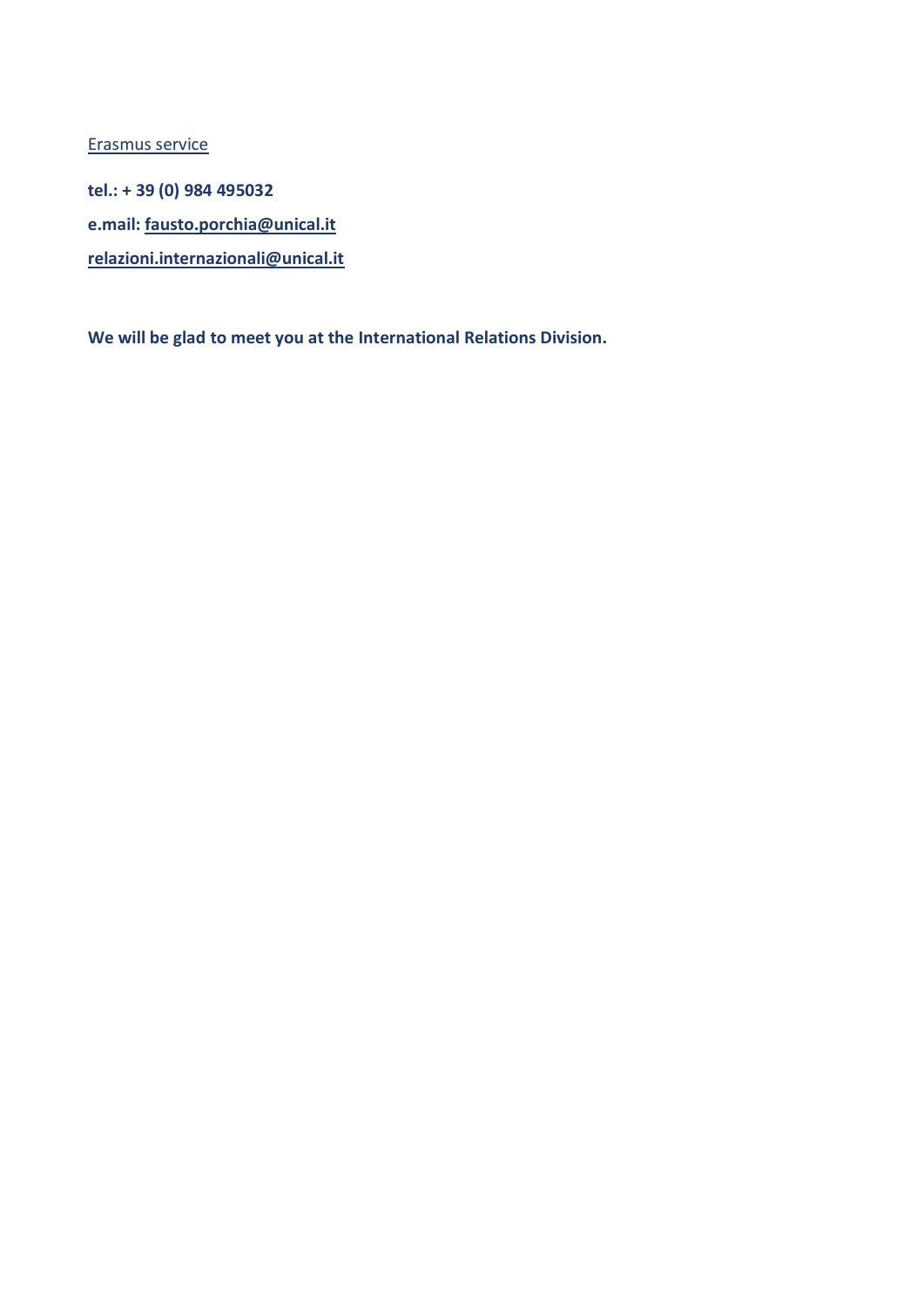Erasmus service

**tel.: + 39 (0) 984 495032**

**e.mail: fausto.porchia@unical.it**

**relazioni.internazionali@unical.it**

**We will be glad to meet you at the International Relations Division.**